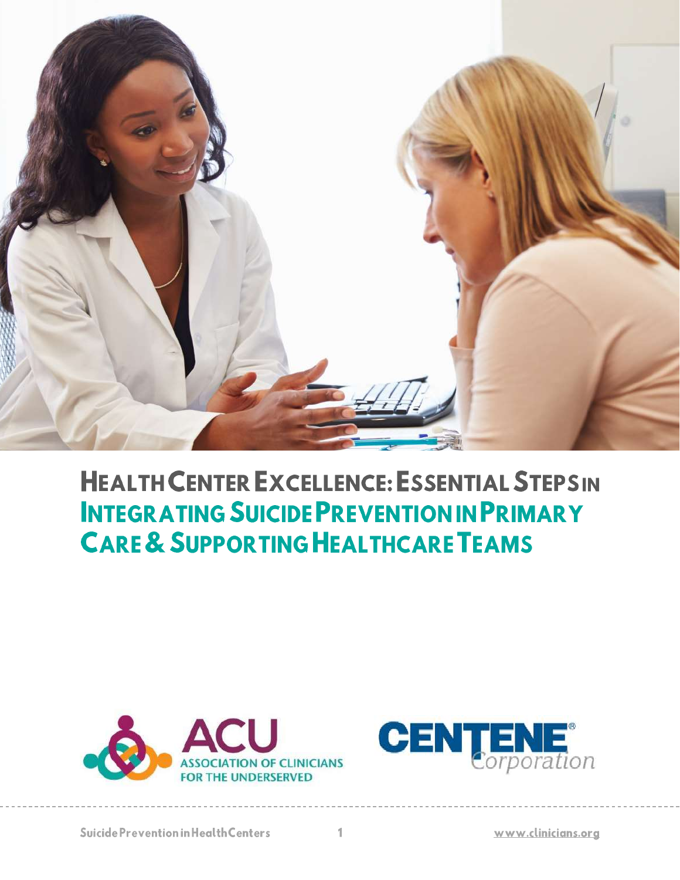# Health Center Excellence: Essential Steps in Integrating Suicide Prevention in Primary Care & Supporting Healthcare Teams

ACU ASSOCIATION OF CLINICIANS FOR THE UNDERSERVED

CENTENE Corporation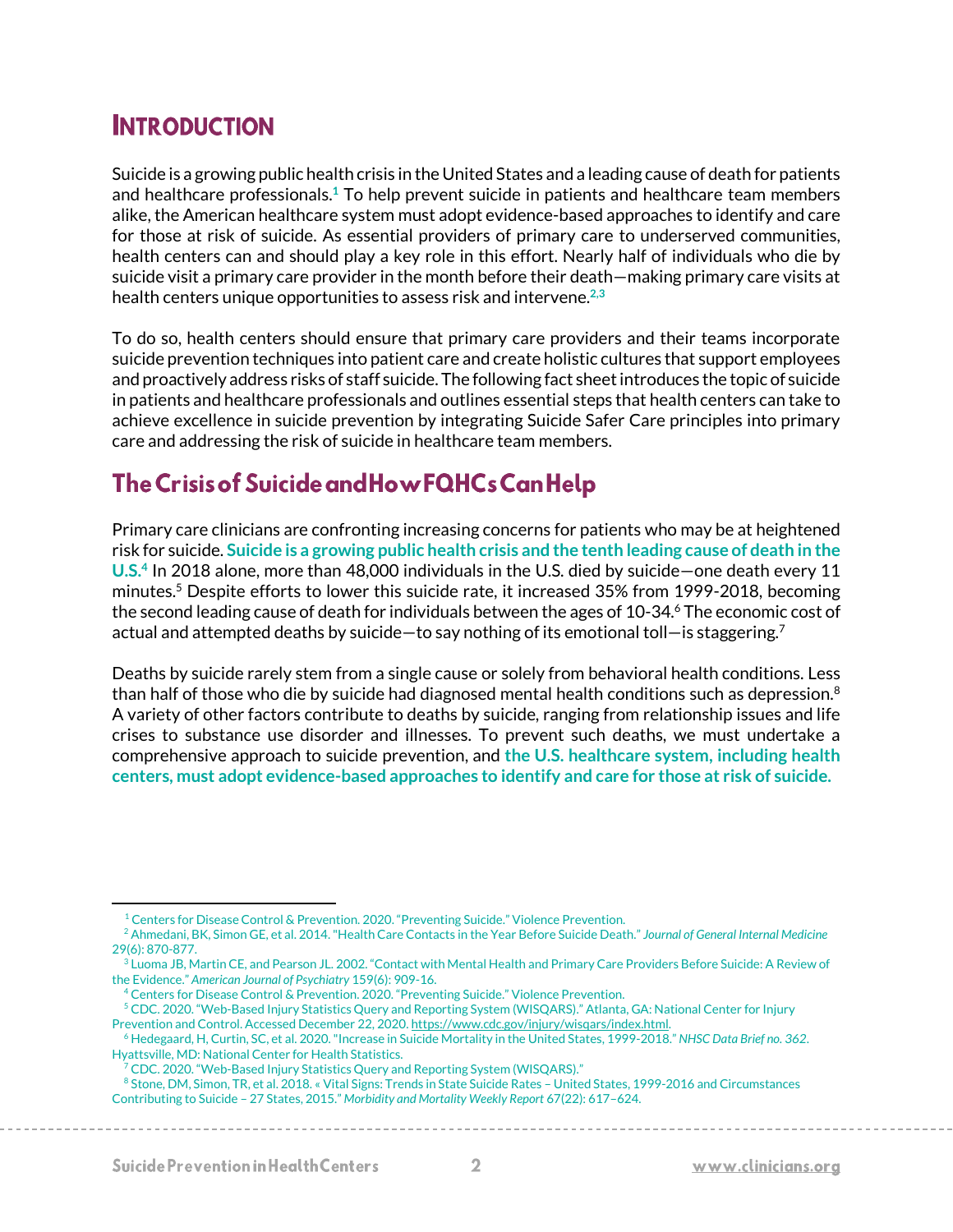# Introduction

Suicide is a growing public health crisis in the United States and a leading cause of death for patients and healthcare professionals.[1] To help prevent suicide in patients and healthcare team members alike, the American healthcare system must adopt evidence-based approaches to identify and care for those at risk of suicide. As essential providers of primary care to underserved communities, health centers can and should play a key role in this effort. Nearly half of individuals who die by suicide visit a primary care provider in the month before their death—making primary care visits at health centers unique opportunities to assess risk and intervene.[2,3]

To do so, health centers should ensure that primary care providers and their teams incorporate suicide prevention techniques into patient care and create holistic cultures that support employees and proactively address risks of staff suicide. The following fact sheet introduces the topic of suicide in patients and healthcare professionals and outlines essential steps that health centers can take to achieve excellence in suicide prevention by integrating Suicide Safer Care principles into primary care and addressing the risk of suicide in healthcare team members.

## The Crisis of Suicide and How FQHCs Can Help

Primary care clinicians are confronting increasing concerns for patients who may be at heightened risk for suicide. **Suicide is a growing public health crisis and the tenth leading cause of death in the U.S.**[4] In 2018 alone, more than 48,000 individuals in the U.S. died by suicide—one death every 11 minutes.[5] Despite efforts to lower this suicide rate, it increased 35% from 1999-2018, becoming the second leading cause of death for individuals between the ages of 10-34.[6] The economic cost of actual and attempted deaths by suicide—to say nothing of its emotional toll—is staggering.[7]

Deaths by suicide rarely stem from a single cause or solely from behavioral health conditions. Less than half of those who die by suicide had diagnosed mental health conditions such as depression.[8] A variety of other factors contribute to deaths by suicide, ranging from relationship issues and life crises to substance use disorder and illnesses. To prevent such deaths, we must undertake a comprehensive approach to suicide prevention, and **the U.S. healthcare system, including health centers, must adopt evidence-based approaches to identify and care for those at risk of suicide.**

---

[1] Centers for Disease Control & Prevention. 2020. "Preventing Suicide." Violence Prevention.

[2] Ahmedani, BK, Simon GE, et al. 2014. "Health Care Contacts in the Year Before Suicide Death." *Journal of General Internal Medicine* 29(6): 870-877.

[3] Luoma JB, Martin CE, and Pearson JL. 2002. "Contact with Mental Health and Primary Care Providers Before Suicide: A Review of the Evidence." *American Journal of Psychiatry* 159(6): 909-16.

[4] Centers for Disease Control & Prevention. 2020. "Preventing Suicide." Violence Prevention.

[5] CDC. 2020. "Web-Based Injury Statistics Query and Reporting System (WISQARS)." Atlanta, GA: National Center for Injury Prevention and Control. Accessed December 22, 2020. https://www.cdc.gov/injury/wisqars/index.html.

[6] Hedegaard, H, Curtin, SC, et al. 2020. "Increase in Suicide Mortality in the United States, 1999-2018." *NHSC Data Brief no. 362*. Hyattsville, MD: National Center for Health Statistics.

[7] CDC. 2020. "Web-Based Injury Statistics Query and Reporting System (WISQARS)."

[8] Stone, DM, Simon, TR, et al. 2018. « Vital Signs: Trends in State Suicide Rates – United States, 1999-2016 and Circumstances Contributing to Suicide – 27 States, 2015." *Morbidity and Mortality Weekly Report* 67(22): 617–624.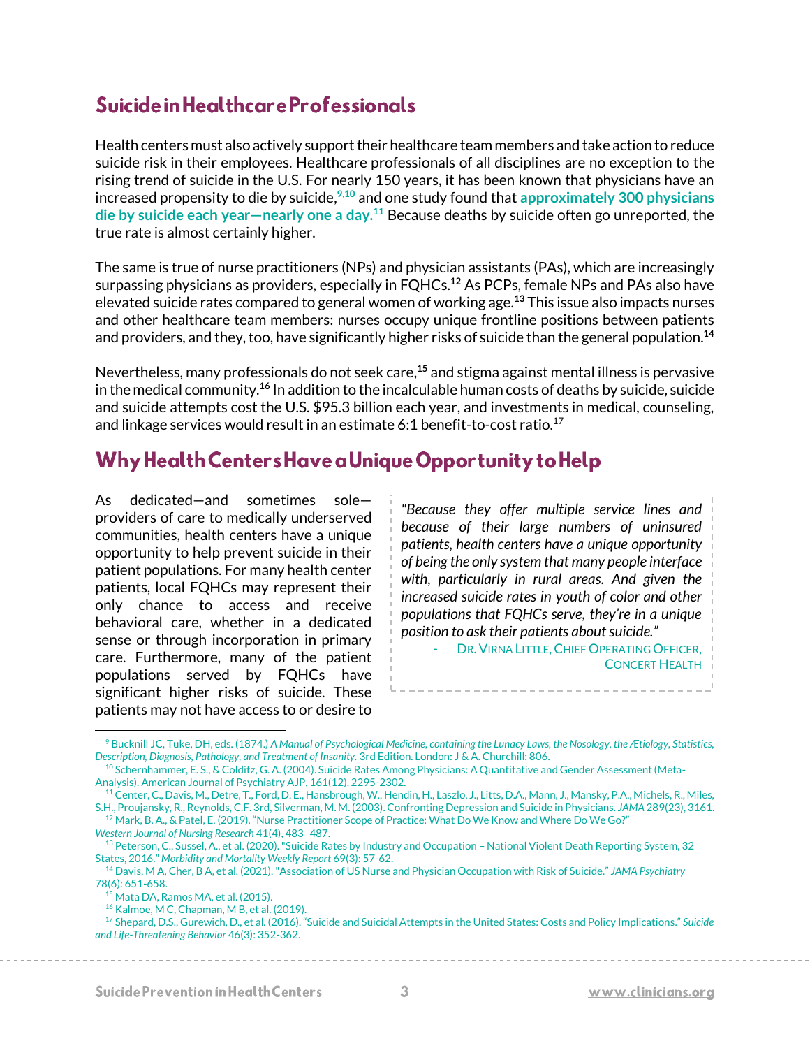## Suicide in Healthcare Professionals

Health centers must also actively support their healthcare team members and take action to reduce suicide risk in their employees. Healthcare professionals of all disciplines are no exception to the rising trend of suicide in the U.S. For nearly 150 years, it has been known that physicians have an increased propensity to die by suicide,[9,10] and one study found that **approximately 300 physicians die by suicide each year—nearly one a day.**[11] Because deaths by suicide often go unreported, the true rate is almost certainly higher.

The same is true of nurse practitioners (NPs) and physician assistants (PAs), which are increasingly surpassing physicians as providers, especially in FQHCs.[12] As PCPs, female NPs and PAs also have elevated suicide rates compared to general women of working age.[13] This issue also impacts nurses and other healthcare team members: nurses occupy unique frontline positions between patients and providers, and they, too, have significantly higher risks of suicide than the general population.[14]

Nevertheless, many professionals do not seek care,[15] and stigma against mental illness is pervasive in the medical community.[16] In addition to the incalculable human costs of deaths by suicide, suicide and suicide attempts cost the U.S. $95.3 billion each year, and investments in medical, counseling, and linkage services would result in an estimate 6:1 benefit-to-cost ratio.[17]

## Why Health Centers Have a Unique Opportunity to Help

As dedicated—and sometimes sole—providers of care to medically underserved communities, health centers have a unique opportunity to help prevent suicide in their patient populations. For many health center patients, local FQHCs may represent their only chance to access and receive behavioral care, whether in a dedicated sense or through incorporation in primary care. Furthermore, many of the patient populations served by FQHCs have significant higher risks of suicide. These patients may not have access to or desire to

> *"Because they offer multiple service lines and because of their large numbers of uninsured patients, health centers have a unique opportunity of being the only system that many people interface with, particularly in rural areas. And given the increased suicide rates in youth of color and other populations that FQHCs serve, they're in a unique position to ask their patients about suicide."*
>
> \- Dr. Virna Little, Chief Operating Officer, Concert Health

---

[9] Bucknill JC, Tuke, DH, eds. (1874.) *A Manual of Psychological Medicine, containing the Lunacy Laws, the Nosology, the Ætiology, Statistics, Description, Diagnosis, Pathology, and Treatment of Insanity.* 3rd Edition. London: J & A. Churchill: 806.

[10] Schernhammer, E. S., & Colditz, G. A. (2004). Suicide Rates Among Physicians: A Quantitative and Gender Assessment (Meta-Analysis). American Journal of Psychiatry AJP, 161(12), 2295-2302.

[11] Center, C., Davis, M., Detre, T., Ford, D. E., Hansbrough, W., Hendin, H., Laszlo, J., Litts, D.A., Mann, J., Mansky, P.A., Michels, R., Miles, S.H., Proujansky, R., Reynolds, C.F. 3rd, Silverman, M. M. (2003). Confronting Depression and Suicide in Physicians. *JAMA* 289(23), 3161.

[12] Mark, B. A., & Patel, E. (2019). "Nurse Practitioner Scope of Practice: What Do We Know and Where Do We Go?" *Western Journal of Nursing Research* 41(4), 483–487.

[13] Peterson, C., Sussel, A., et al. (2020). "Suicide Rates by Industry and Occupation – National Violent Death Reporting System, 32 States, 2016." *Morbidity and Mortality Weekly Report* 69(3): 57-62.

[14] Davis, M A, Cher, B A, et al. (2021). "Association of US Nurse and Physician Occupation with Risk of Suicide." *JAMA Psychiatry* 78(6): 651-658.

[15] Mata DA, Ramos MA, et al. (2015).

[16] Kalmoe, M C, Chapman, M B, et al. (2019).

[17] Shepard, D.S., Gurewich, D., et al. (2016). "Suicide and Suicidal Attempts in the United States: Costs and Policy Implications." *Suicide and Life-Threatening Behavior* 46(3): 352-362.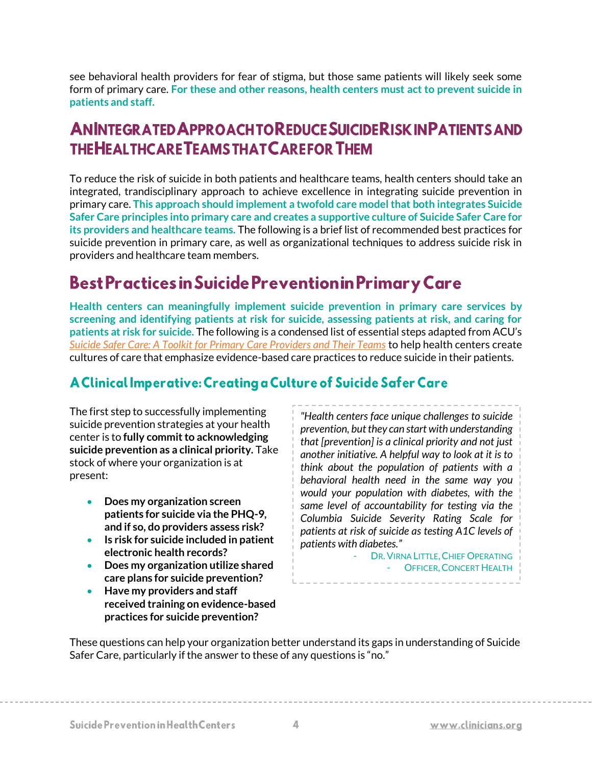see behavioral health providers for fear of stigma, but those same patients will likely seek some form of primary care. **For these and other reasons, health centers must act to prevent suicide in patients and staff.**

# An Integrated Approach to Reduce Suicide Risk in Patients and the Healthcare Teams that Care for Them

To reduce the risk of suicide in both patients and healthcare teams, health centers should take an integrated, trandisciplinary approach to achieve excellence in integrating suicide prevention in primary care. **This approach should implement a twofold care model that both integrates Suicide Safer Care principles into primary care and creates a supportive culture of Suicide Safer Care for its providers and healthcare teams.** The following is a brief list of recommended best practices for suicide prevention in primary care, as well as organizational techniques to address suicide risk in providers and healthcare team members.

# Best Practices in Suicide Prevention in Primary Care

**Health centers can meaningfully implement suicide prevention in primary care services by screening and identifying patients at risk for suicide, assessing patients at risk, and caring for patients at risk for suicide.** The following is a condensed list of essential steps adapted from ACU's *Suicide Safer Care: A Toolkit for Primary Care Providers and Their Teams* to help health centers create cultures of care that emphasize evidence-based care practices to reduce suicide in their patients.

## A Clinical Imperative: Creating a Culture of Suicide Safer Care

The first step to successfully implementing suicide prevention strategies at your health center is to **fully commit to acknowledging suicide prevention as a clinical priority.** Take stock of where your organization is at present:

- **Does my organization screen patients for suicide via the PHQ-9, and if so, do providers assess risk?**
- **Is risk for suicide included in patient electronic health records?**
- **Does my organization utilize shared care plans for suicide prevention?**
- **Have my providers and staff received training on evidence-based practices for suicide prevention?**

> *"Health centers face unique challenges to suicide prevention, but they can start with understanding that [prevention] is a clinical priority and not just another initiative. A helpful way to look at it is to think about the population of patients with a behavioral health need in the same way you would your population with diabetes, with the same level of accountability for testing via the Columbia Suicide Severity Rating Scale for patients at risk of suicide as testing A1C levels of patients with diabetes."*
>
> \- Dr. Virna Little, Chief Operating Officer, Concert Health

These questions can help your organization better understand its gaps in understanding of Suicide Safer Care, particularly if the answer to these of any questions is "no."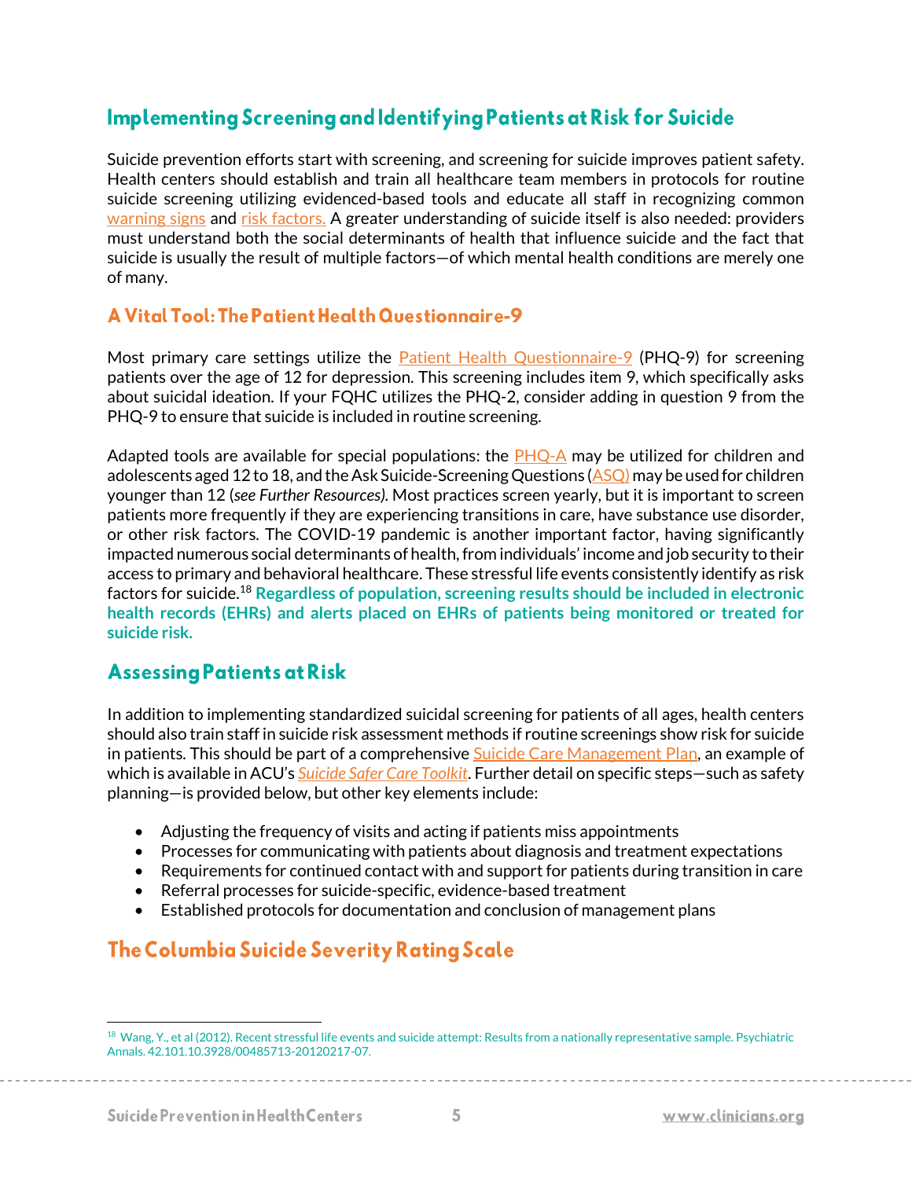## Implementing Screening and Identifying Patients at Risk for Suicide

Suicide prevention efforts start with screening, and screening for suicide improves patient safety. Health centers should establish and train all healthcare team members in protocols for routine suicide screening utilizing evidenced-based tools and educate all staff in recognizing common warning signs and risk factors. A greater understanding of suicide itself is also needed: providers must understand both the social determinants of health that influence suicide and the fact that suicide is usually the result of multiple factors—of which mental health conditions are merely one of many.

### A Vital Tool: The Patient Health Questionnaire-9

Most primary care settings utilize the Patient Health Questionnaire-9 (PHQ-9) for screening patients over the age of 12 for depression. This screening includes item 9, which specifically asks about suicidal ideation. If your FQHC utilizes the PHQ-2, consider adding in question 9 from the PHQ-9 to ensure that suicide is included in routine screening.

Adapted tools are available for special populations: the PHQ-A may be utilized for children and adolescents aged 12 to 18, and the Ask Suicide-Screening Questions (ASQ) may be used for children younger than 12 (*see Further Resources).* Most practices screen yearly, but it is important to screen patients more frequently if they are experiencing transitions in care, have substance use disorder, or other risk factors. The COVID-19 pandemic is another important factor, having significantly impacted numerous social determinants of health, from individuals' income and job security to their access to primary and behavioral healthcare. These stressful life events consistently identify as risk factors for suicide.[18] **Regardless of population, screening results should be included in electronic health records (EHRs) and alerts placed on EHRs of patients being monitored or treated for suicide risk.**

## Assessing Patients at Risk

In addition to implementing standardized suicidal screening for patients of all ages, health centers should also train staff in suicide risk assessment methods if routine screenings show risk for suicide in patients. This should be part of a comprehensive Suicide Care Management Plan, an example of which is available in ACU's *Suicide Safer Care Toolkit*. Further detail on specific steps—such as safety planning—is provided below, but other key elements include:

- Adjusting the frequency of visits and acting if patients miss appointments
- Processes for communicating with patients about diagnosis and treatment expectations
- Requirements for continued contact with and support for patients during transition in care
- Referral processes for suicide-specific, evidence-based treatment
- Established protocols for documentation and conclusion of management plans

### The Columbia Suicide Severity Rating Scale

[18] Wang, Y., et al (2012). Recent stressful life events and suicide attempt: Results from a nationally representative sample. Psychiatric Annals. 42.101.10.3928/00485713-20120217-07.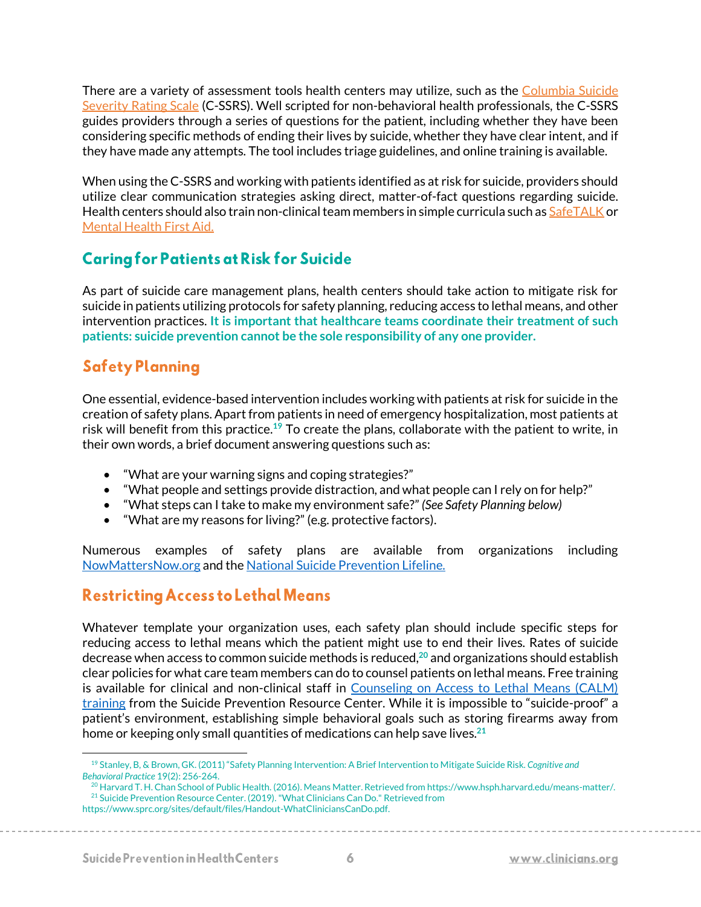There are a variety of assessment tools health centers may utilize, such as the [Columbia Suicide Severity Rating Scale](https://cssrs.columbia.edu) (C-SSRS). Well scripted for non-behavioral health professionals, the C-SSRS guides providers through a series of questions for the patient, including whether they have been considering specific methods of ending their lives by suicide, whether they have clear intent, and if they have made any attempts. The tool includes triage guidelines, and online training is available.

When using the C-SSRS and working with patients identified as at risk for suicide, providers should utilize clear communication strategies asking direct, matter-of-fact questions regarding suicide. Health centers should also train non-clinical team members in simple curricula such as SafeTALK or Mental Health First Aid.

## Caring for Patients at Risk for Suicide

As part of suicide care management plans, health centers should take action to mitigate risk for suicide in patients utilizing protocols for safety planning, reducing access to lethal means, and other intervention practices. **It is important that healthcare teams coordinate their treatment of such patients: suicide prevention cannot be the sole responsibility of any one provider.**

## Safety Planning

One essential, evidence-based intervention includes working with patients at risk for suicide in the creation of safety plans. Apart from patients in need of emergency hospitalization, most patients at risk will benefit from this practice.[19] To create the plans, collaborate with the patient to write, in their own words, a brief document answering questions such as:

- "What are your warning signs and coping strategies?"
- "What people and settings provide distraction, and what people can I rely on for help?"
- "What steps can I take to make my environment safe?" *(See Safety Planning below)*
- "What are my reasons for living?" (e.g. protective factors).

Numerous examples of safety plans are available from organizations including NowMattersNow.org and the National Suicide Prevention Lifeline.

## Restricting Access to Lethal Means

Whatever template your organization uses, each safety plan should include specific steps for reducing access to lethal means which the patient might use to end their lives. Rates of suicide decrease when access to common suicide methods is reduced,[20] and organizations should establish clear policies for what care team members can do to counsel patients on lethal means. Free training is available for clinical and non-clinical staff in Counseling on Access to Lethal Means (CALM) training from the Suicide Prevention Resource Center. While it is impossible to "suicide-proof" a patient's environment, establishing simple behavioral goals such as storing firearms away from home or keeping only small quantities of medications can help save lives.[21]

---

[19] Stanley, B, & Brown, GK. (2011) "Safety Planning Intervention: A Brief Intervention to Mitigate Suicide Risk. *Cognitive and Behavioral Practice* 19(2): 256-264.

[20] Harvard T. H. Chan School of Public Health. (2016). Means Matter. Retrieved from https://www.hsph.harvard.edu/means-matter/.

[21] Suicide Prevention Resource Center. (2019). "What Clinicians Can Do." Retrieved from https://www.sprc.org/sites/default/files/Handout-WhatCliniciansCanDo.pdf.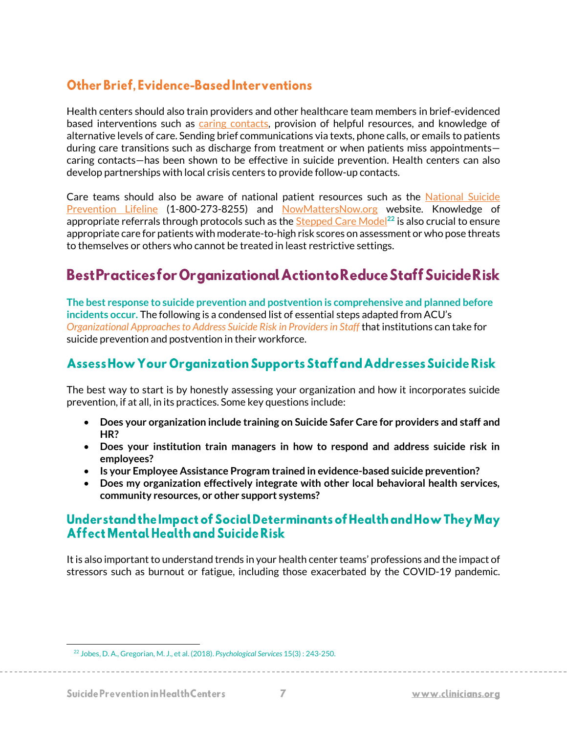## Other Brief, Evidence-Based Interventions

Health centers should also train providers and other healthcare team members in brief-evidenced based interventions such as caring contacts, provision of helpful resources, and knowledge of alternative levels of care. Sending brief communications via texts, phone calls, or emails to patients during care transitions such as discharge from treatment or when patients miss appointments—caring contacts—has been shown to be effective in suicide prevention. Health centers can also develop partnerships with local crisis centers to provide follow-up contacts.

Care teams should also be aware of national patient resources such as the National Suicide Prevention Lifeline (1-800-273-8255) and NowMattersNow.org website. Knowledge of appropriate referrals through protocols such as the Stepped Care Model[22] is also crucial to ensure appropriate care for patients with moderate-to-high risk scores on assessment or who pose threats to themselves or others who cannot be treated in least restrictive settings.

# Best Practices for Organizational Action to Reduce Staff Suicide Risk

**The best response to suicide prevention and postvention is comprehensive and planned before incidents occur.** The following is a condensed list of essential steps adapted from ACU's *Organizational Approaches to Address Suicide Risk in Providers in Staff* that institutions can take for suicide prevention and postvention in their workforce.

## Assess How Your Organization Supports Staff and Addresses Suicide Risk

The best way to start is by honestly assessing your organization and how it incorporates suicide prevention, if at all, in its practices. Some key questions include:

- **Does your organization include training on Suicide Safer Care for providers and staff and HR?**
- **Does your institution train managers in how to respond and address suicide risk in employees?**
- **Is your Employee Assistance Program trained in evidence-based suicide prevention?**
- **Does my organization effectively integrate with other local behavioral health services, community resources, or other support systems?**

## Understand the Impact of Social Determinants of Health and How They May Affect Mental Health and Suicide Risk

It is also important to understand trends in your health center teams' professions and the impact of stressors such as burnout or fatigue, including those exacerbated by the COVID-19 pandemic.

---

[22] Jobes, D. A., Gregorian, M. J., et al. (2018). *Psychological Services* 15(3) : 243-250.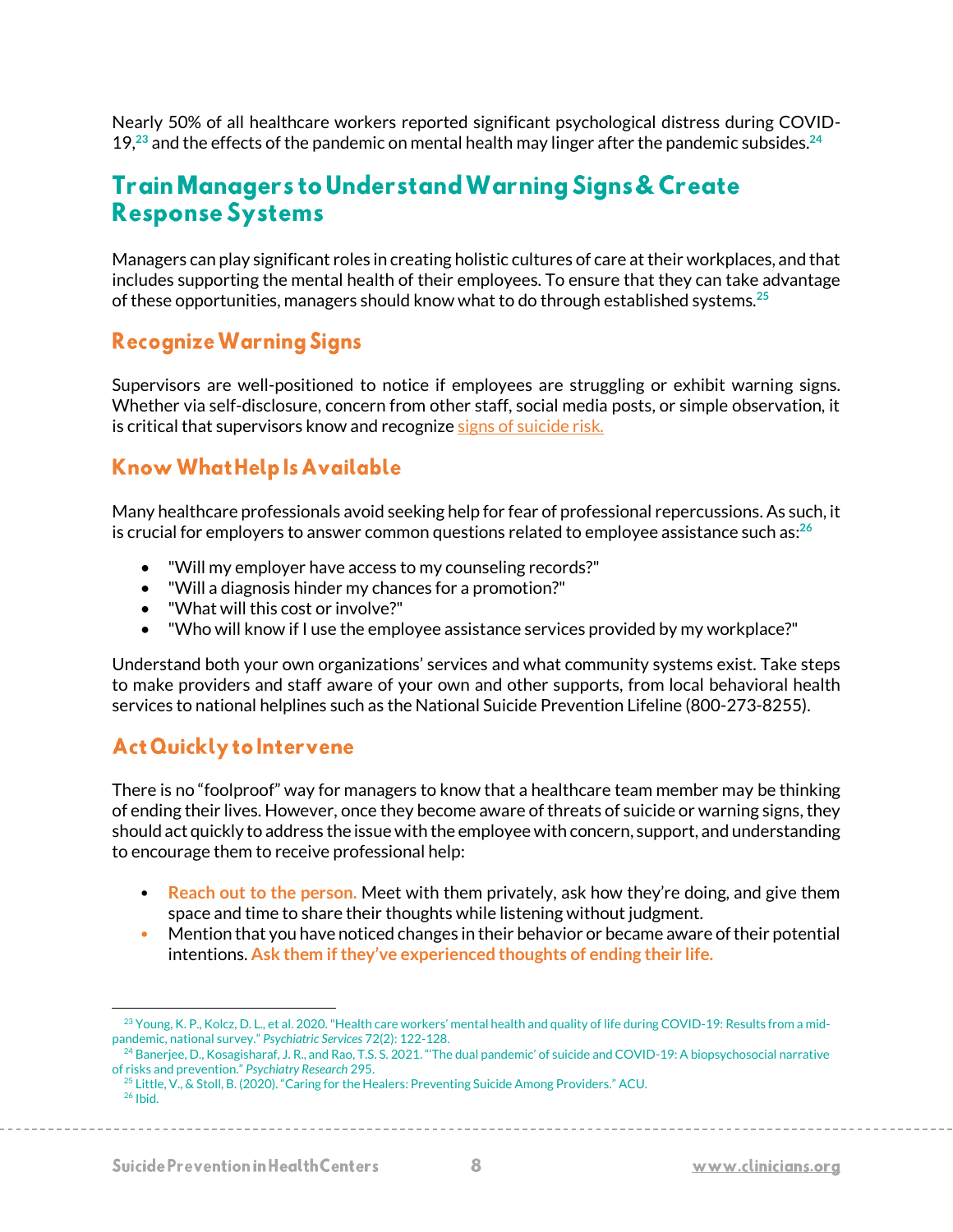Nearly 50% of all healthcare workers reported significant psychological distress during COVID-19,[23] and the effects of the pandemic on mental health may linger after the pandemic subsides.[24]

## Train Managers to Understand Warning Signs & Create Response Systems

Managers can play significant roles in creating holistic cultures of care at their workplaces, and that includes supporting the mental health of their employees. To ensure that they can take advantage of these opportunities, managers should know what to do through established systems.[25]

### Recognize Warning Signs

Supervisors are well-positioned to notice if employees are struggling or exhibit warning signs. Whether via self-disclosure, concern from other staff, social media posts, or simple observation, it is critical that supervisors know and recognize signs of suicide risk.

### Know What Help Is Available

Many healthcare professionals avoid seeking help for fear of professional repercussions. As such, it is crucial for employers to answer common questions related to employee assistance such as:[26]

- "Will my employer have access to my counseling records?"
- "Will a diagnosis hinder my chances for a promotion?"
- "What will this cost or involve?"
- "Who will know if I use the employee assistance services provided by my workplace?"

Understand both your own organizations' services and what community systems exist. Take steps to make providers and staff aware of your own and other supports, from local behavioral health services to national helplines such as the National Suicide Prevention Lifeline (800-273-8255).

### Act Quickly to Intervene

There is no "foolproof" way for managers to know that a healthcare team member may be thinking of ending their lives. However, once they become aware of threats of suicide or warning signs, they should act quickly to address the issue with the employee with concern, support, and understanding to encourage them to receive professional help:

- **Reach out to the person.** Meet with them privately, ask how they're doing, and give them space and time to share their thoughts while listening without judgment.
- Mention that you have noticed changes in their behavior or became aware of their potential intentions. **Ask them if they've experienced thoughts of ending their life.**

---

[23] Young, K. P., Kolcz, D. L., et al. 2020. "Health care workers' mental health and quality of life during COVID-19: Results from a mid-pandemic, national survey." *Psychiatric Services* 72(2): 122-128.

[24] Banerjee, D., Kosagisharaf, J. R., and Rao, T.S. S. 2021. "'The dual pandemic' of suicide and COVID-19: A biopsychosocial narrative of risks and prevention." *Psychiatry Research* 295.

[25] Little, V., & Stoll, B. (2020). "Caring for the Healers: Preventing Suicide Among Providers." ACU.

[26] Ibid.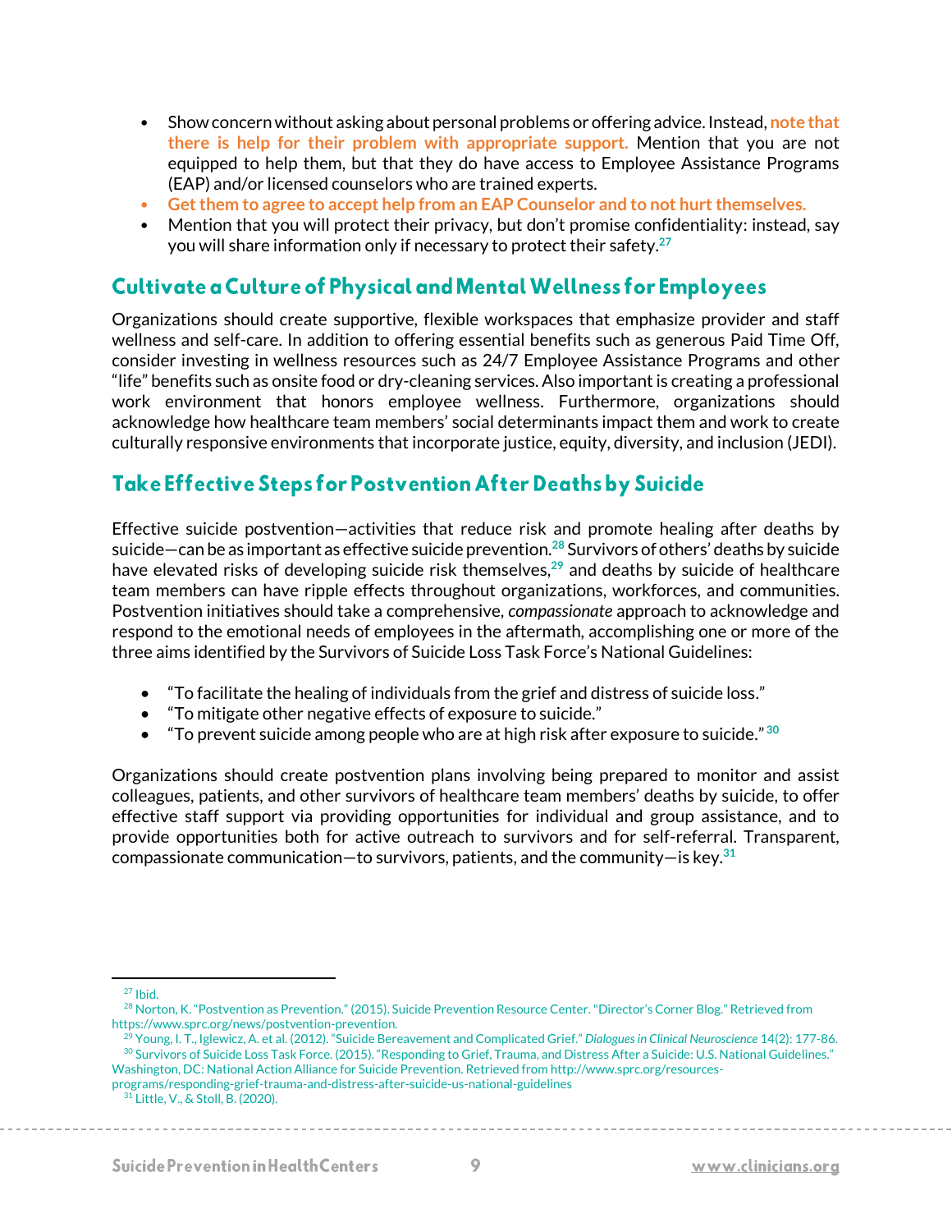- Show concern without asking about personal problems or offering advice. Instead, **note that there is help for their problem with appropriate support.** Mention that you are not equipped to help them, but that they do have access to Employee Assistance Programs (EAP) and/or licensed counselors who are trained experts.
- **Get them to agree to accept help from an EAP Counselor and to not hurt themselves.**
- Mention that you will protect their privacy, but don't promise confidentiality: instead, say you will share information only if necessary to protect their safety.[27]

## Cultivate a Culture of Physical and Mental Wellness for Employees

Organizations should create supportive, flexible workspaces that emphasize provider and staff wellness and self-care. In addition to offering essential benefits such as generous Paid Time Off, consider investing in wellness resources such as 24/7 Employee Assistance Programs and other "life" benefits such as onsite food or dry-cleaning services. Also important is creating a professional work environment that honors employee wellness. Furthermore, organizations should acknowledge how healthcare team members' social determinants impact them and work to create culturally responsive environments that incorporate justice, equity, diversity, and inclusion (JEDI).

## Take Effective Steps for Postvention After Deaths by Suicide

Effective suicide postvention—activities that reduce risk and promote healing after deaths by suicide—can be as important as effective suicide prevention.[28] Survivors of others' deaths by suicide have elevated risks of developing suicide risk themselves,[29] and deaths by suicide of healthcare team members can have ripple effects throughout organizations, workforces, and communities. Postvention initiatives should take a comprehensive, *compassionate* approach to acknowledge and respond to the emotional needs of employees in the aftermath, accomplishing one or more of the three aims identified by the Survivors of Suicide Loss Task Force's National Guidelines:

- "To facilitate the healing of individuals from the grief and distress of suicide loss."
- "To mitigate other negative effects of exposure to suicide."
- "To prevent suicide among people who are at high risk after exposure to suicide." [30]

Organizations should create postvention plans involving being prepared to monitor and assist colleagues, patients, and other survivors of healthcare team members' deaths by suicide, to offer effective staff support via providing opportunities for individual and group assistance, and to provide opportunities both for active outreach to survivors and for self-referral. Transparent, compassionate communication—to survivors, patients, and the community—is key.[31]

---

[27] Ibid.

[28] Norton, K. "Postvention as Prevention." (2015). Suicide Prevention Resource Center. "Director's Corner Blog." Retrieved from https://www.sprc.org/news/postvention-prevention.

[29] Young, I. T., Iglewicz, A. et al. (2012). "Suicide Bereavement and Complicated Grief." *Dialogues in Clinical Neuroscience* 14(2): 177-86.

[30] Survivors of Suicide Loss Task Force. (2015). "Responding to Grief, Trauma, and Distress After a Suicide: U.S. National Guidelines." Washington, DC: National Action Alliance for Suicide Prevention. Retrieved from http://www.sprc.org/resources-programs/responding-grief-trauma-and-distress-after-suicide-us-national-guidelines

[31] Little, V., & Stoll, B. (2020).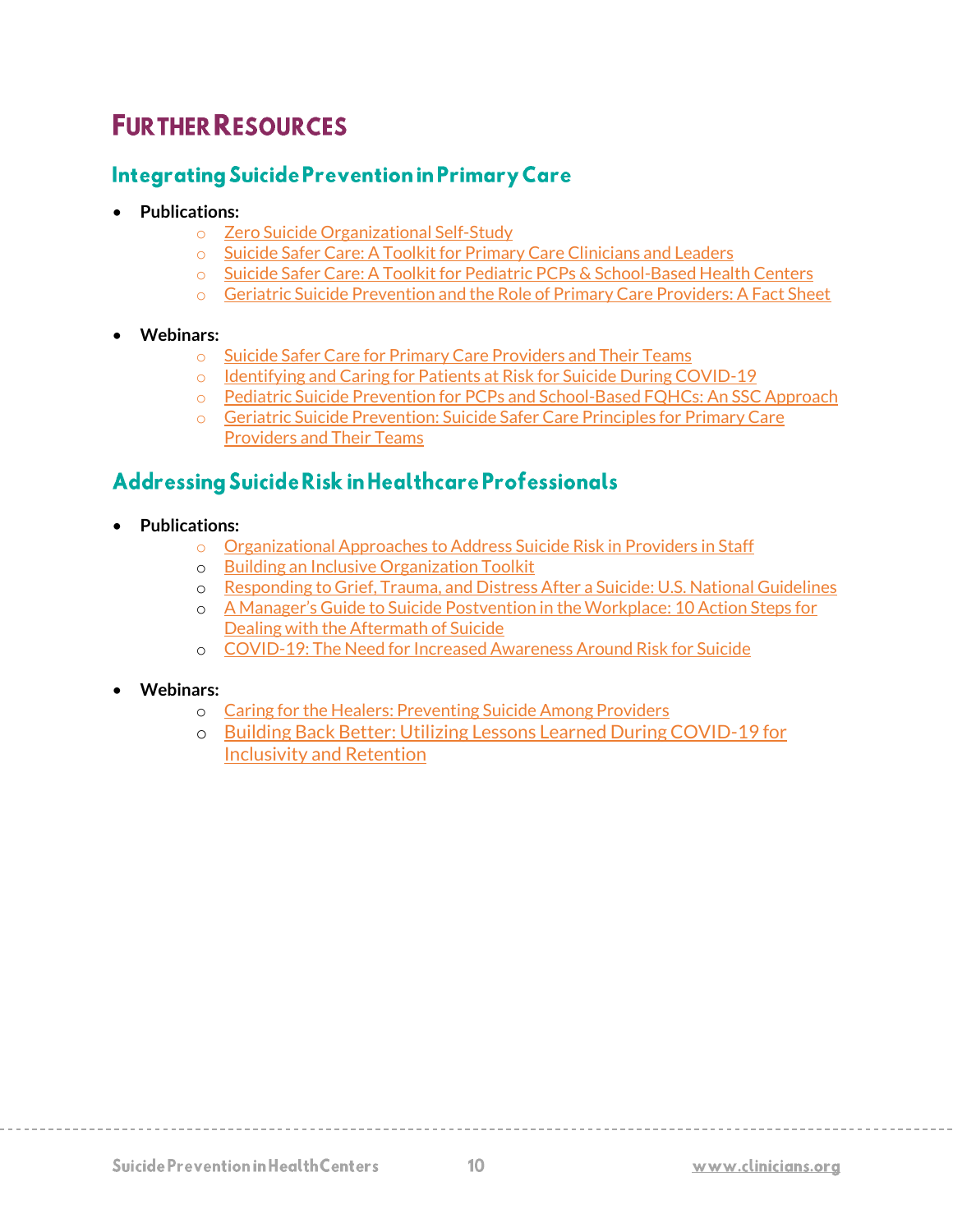# Further Resources

## Integrating Suicide Prevention in Primary Care

- **Publications:**
  - Zero Suicide Organizational Self-Study
  - Suicide Safer Care: A Toolkit for Primary Care Clinicians and Leaders
  - Suicide Safer Care: A Toolkit for Pediatric PCPs & School-Based Health Centers
  - Geriatric Suicide Prevention and the Role of Primary Care Providers: A Fact Sheet

- **Webinars:**
  - Suicide Safer Care for Primary Care Providers and Their Teams
  - Identifying and Caring for Patients at Risk for Suicide During COVID-19
  - Pediatric Suicide Prevention for PCPs and School-Based FQHCs: An SSC Approach
  - Geriatric Suicide Prevention: Suicide Safer Care Principles for Primary Care Providers and Their Teams

## Addressing Suicide Risk in Healthcare Professionals

- **Publications:**
  - Organizational Approaches to Address Suicide Risk in Providers in Staff
  - Building an Inclusive Organization Toolkit
  - Responding to Grief, Trauma, and Distress After a Suicide: U.S. National Guidelines
  - A Manager's Guide to Suicide Postvention in the Workplace: 10 Action Steps for Dealing with the Aftermath of Suicide
  - COVID-19: The Need for Increased Awareness Around Risk for Suicide

- **Webinars:**
  - Caring for the Healers: Preventing Suicide Among Providers
  - Building Back Better: Utilizing Lessons Learned During COVID-19 for Inclusivity and Retention